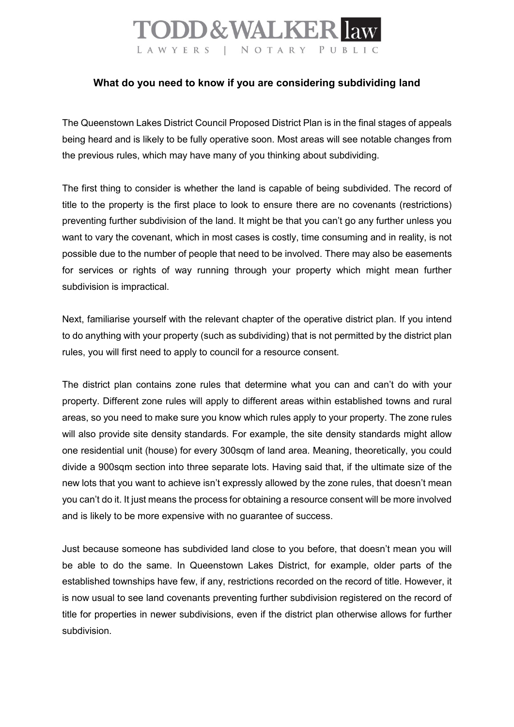# TODD&WALKER law

LAWYERS | NOTARY PUBLIC

## What do you need to know if you are considering subdividing land

The Queenstown Lakes District Council Proposed District Plan is in the final stages of appeals being heard and is likely to be fully operative soon. Most areas will see notable changes from the previous rules, which may have many of you thinking about subdividing.

The first thing to consider is whether the land is capable of being subdivided. The record of title to the property is the first place to look to ensure there are no covenants (restrictions) preventing further subdivision of the land. It might be that you can't go any further unless you want to vary the covenant, which in most cases is costly, time consuming and in reality, is not possible due to the number of people that need to be involved. There may also be easements for services or rights of way running through your property which might mean further subdivision is impractical.

Next, familiarise yourself with the relevant chapter of the operative district plan. If you intend to do anything with your property (such as subdividing) that is not permitted by the district plan rules, you will first need to apply to council for a resource consent.

The district plan contains zone rules that determine what you can and can't do with your property. Different zone rules will apply to different areas within established towns and rural areas, so you need to make sure you know which rules apply to your property. The zone rules will also provide site density standards. For example, the site density standards might allow one residential unit (house) for every 300sqm of land area. Meaning, theoretically, you could divide a 900sqm section into three separate lots. Having said that, if the ultimate size of the new lots that you want to achieve isn't expressly allowed by the zone rules, that doesn't mean you can't do it. It just means the process for obtaining a resource consent will be more involved and is likely to be more expensive with no guarantee of success.

Just because someone has subdivided land close to you before, that doesn't mean you will be able to do the same. In Queenstown Lakes District, for example, older parts of the established townships have few, if any, restrictions recorded on the record of title. However, it is now usual to see land covenants preventing further subdivision registered on the record of title for properties in newer subdivisions, even if the district plan otherwise allows for further subdivision.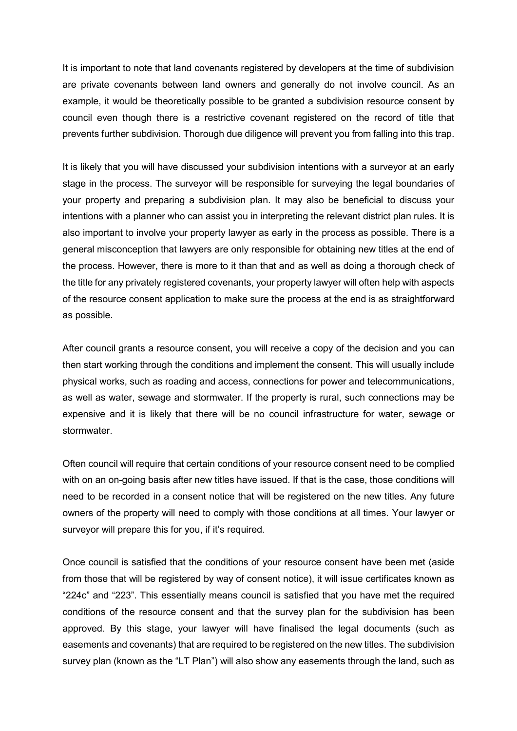It is important to note that land covenants registered by developers at the time of subdivision are private covenants between land owners and generally do not involve council. As an example, it would be theoretically possible to be granted a subdivision resource consent by council even though there is a restrictive covenant registered on the record of title that prevents further subdivision. Thorough due diligence will prevent you from falling into this trap.

It is likely that you will have discussed your subdivision intentions with a surveyor at an early stage in the process. The surveyor will be responsible for surveying the legal boundaries of your property and preparing a subdivision plan. It may also be beneficial to discuss your intentions with a planner who can assist you in interpreting the relevant district plan rules. It is also important to involve your property lawyer as early in the process as possible. There is a general misconception that lawyers are only responsible for obtaining new titles at the end of the process. However, there is more to it than that and as well as doing a thorough check of the title for any privately registered covenants, your property lawyer will often help with aspects of the resource consent application to make sure the process at the end is as straightforward as possible.

After council grants a resource consent, you will receive a copy of the decision and you can then start working through the conditions and implement the consent. This will usually include physical works, such as roading and access, connections for power and telecommunications, as well as water, sewage and stormwater. If the property is rural, such connections may be expensive and it is likely that there will be no council infrastructure for water, sewage or stormwater.

Often council will require that certain conditions of your resource consent need to be complied with on an on-going basis after new titles have issued. If that is the case, those conditions will need to be recorded in a consent notice that will be registered on the new titles. Any future owners of the property will need to comply with those conditions at all times. Your lawyer or surveyor will prepare this for you, if it's required.

Once council is satisfied that the conditions of your resource consent have been met (aside from those that will be registered by way of consent notice), it will issue certificates known as "224c" and "223". This essentially means council is satisfied that you have met the required conditions of the resource consent and that the survey plan for the subdivision has been approved. By this stage, your lawyer will have finalised the legal documents (such as easements and covenants) that are required to be registered on the new titles. The subdivision survey plan (known as the "LT Plan") will also show any easements through the land, such as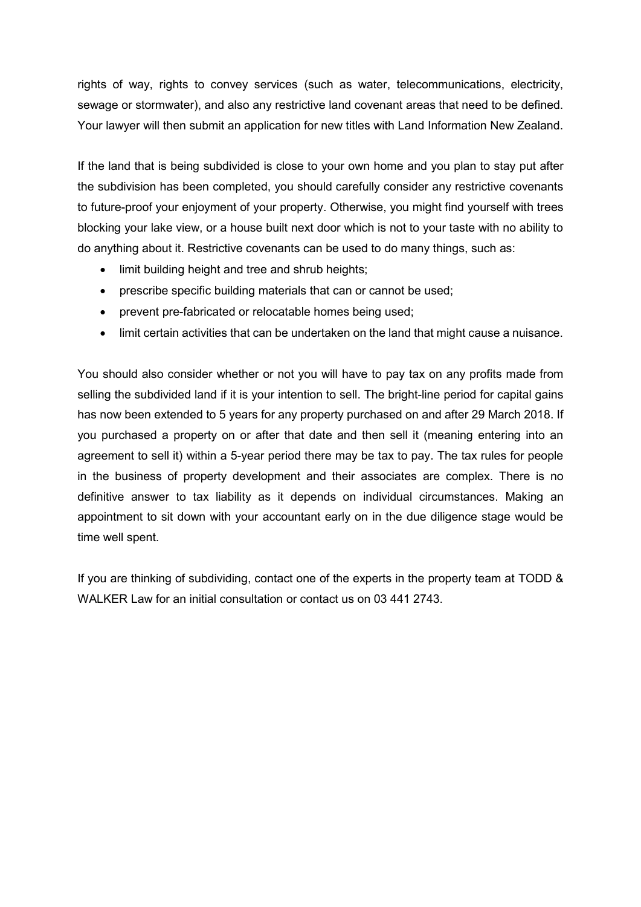rights of way, rights to convey services (such as water, telecommunications, electricity, sewage or stormwater), and also any restrictive land covenant areas that need to be defined. Your lawyer will then submit an application for new titles with Land Information New Zealand.

If the land that is being subdivided is close to your own home and you plan to stay put after the subdivision has been completed, you should carefully consider any restrictive covenants to future-proof your enjoyment of your property. Otherwise, you might find yourself with trees blocking your lake view, or a house built next door which is not to your taste with no ability to do anything about it. Restrictive covenants can be used to do many things, such as:

- limit building height and tree and shrub heights;
- prescribe specific building materials that can or cannot be used;
- prevent pre-fabricated or relocatable homes being used;
- limit certain activities that can be undertaken on the land that might cause a nuisance.

You should also consider whether or not you will have to pay tax on any profits made from selling the subdivided land if it is your intention to sell. The bright-line period for capital gains has now been extended to 5 years for any property purchased on and after 29 March 2018. If you purchased a property on or after that date and then sell it (meaning entering into an agreement to sell it) within a 5-year period there may be tax to pay. The tax rules for people in the business of property development and their associates are complex. There is no definitive answer to tax liability as it depends on individual circumstances. Making an appointment to sit down with your accountant early on in the due diligence stage would be time well spent.

If you are thinking of subdividing, contact one of the experts in the property team at TODD & WALKER Law for an initial consultation or contact us on 03 441 2743.